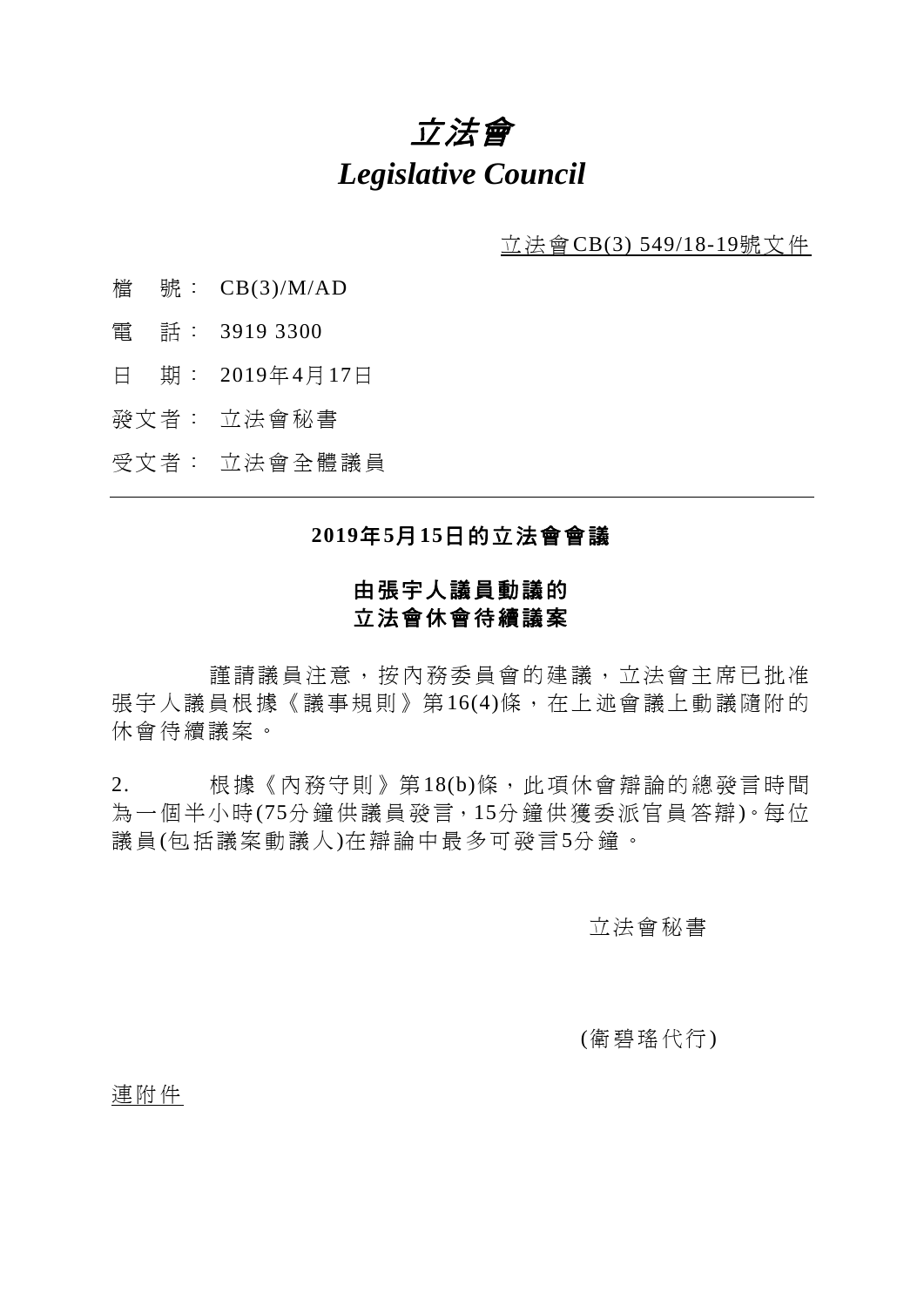# *立法會*
# *Legislative Council*

立法會CB(3) 549/18-19號文件

檔　號：　CB(3)/M/AD

電　話：　3919 3300

日　期：　2019年4月17日

發文者：　立法會秘書

受文者：　立法會全體議員

---

**2019年5月15日的立法會會議**

**由張宇人議員動議的**
**立法會休會待續議案**

謹請議員注意，按內務委員會的建議，立法會主席已批准張宇人議員根據《議事規則》第16(4)條，在上述會議上動議隨附的休會待續議案。

2. 根據《內務守則》第18(b)條，此項休會辯論的總發言時間為一個半小時(75分鐘供議員發言，15分鐘供獲委派官員答辯)。每位議員(包括議案動議人)在辯論中最多可發言5分鐘。

立法會秘書

(衛碧瑤代行)

連附件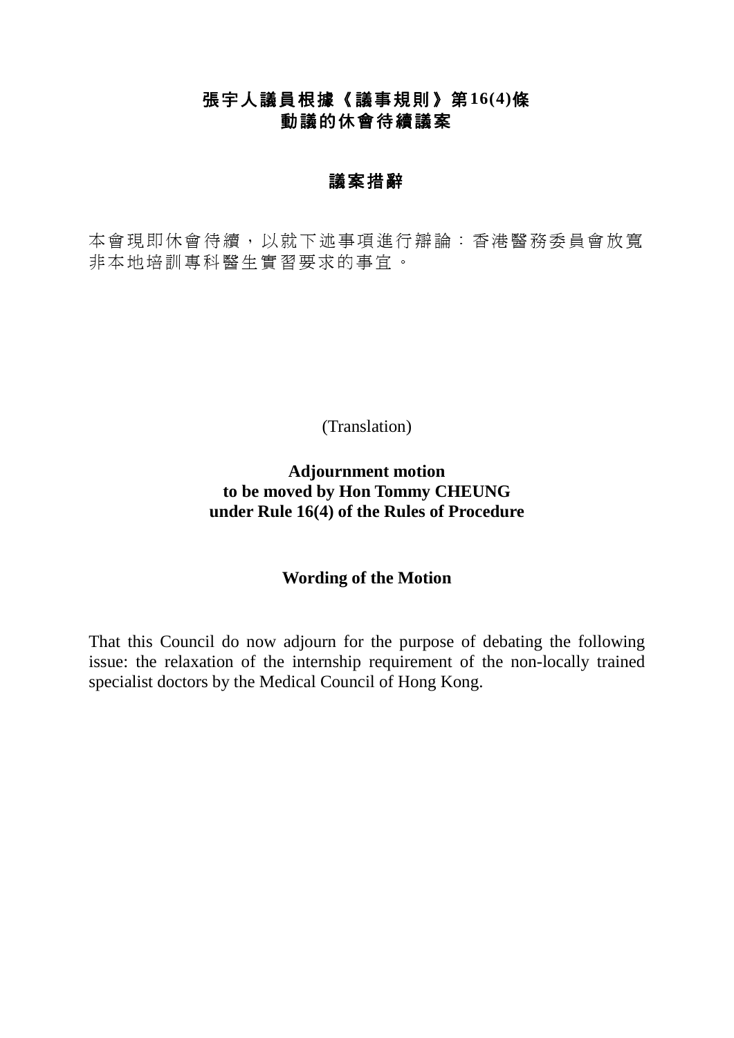**張宇人議員根據《議事規則》第16(4)條**
**動議的休會待續議案**

**議案措辭**

本會現即休會待續，以就下述事項進行辯論：香港醫務委員會放寬非本地培訓專科醫生實習要求的事宜。

(Translation)

**Adjournment motion**
**to be moved by Hon Tommy CHEUNG**
**under Rule 16(4) of the Rules of Procedure**

**Wording of the Motion**

That this Council do now adjourn for the purpose of debating the following issue: the relaxation of the internship requirement of the non-locally trained specialist doctors by the Medical Council of Hong Kong.